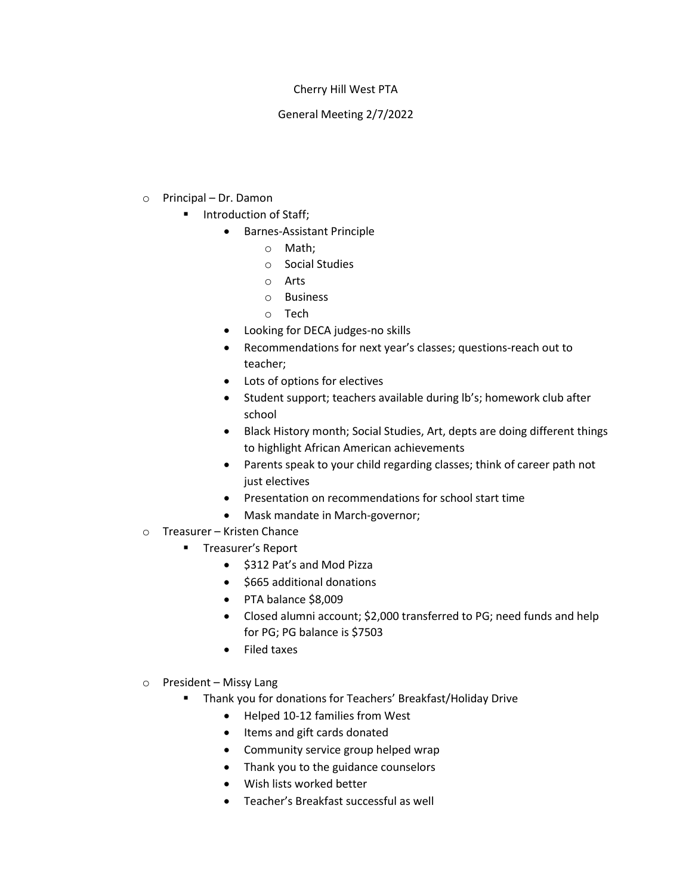Cherry Hill West PTA

General Meeting 2/7/2022

- Principal – Dr. Damon
  - Introduction of Staff;
    - Barnes-Assistant Principle
      - Math;
      - Social Studies
      - Arts
      - Business
      - Tech
    - Looking for DECA judges-no skills
    - Recommendations for next year's classes; questions-reach out to teacher;
    - Lots of options for electives
    - Student support; teachers available during lb's; homework club after school
    - Black History month; Social Studies, Art, depts are doing different things to highlight African American achievements
    - Parents speak to your child regarding classes; think of career path not just electives
    - Presentation on recommendations for school start time
    - Mask mandate in March-governor;
- Treasurer – Kristen Chance
  - Treasurer's Report
    - $312 Pat's and Mod Pizza
    - $665 additional donations
    - PTA balance $8,009
    - Closed alumni account; $2,000 transferred to PG; need funds and help for PG; PG balance is $7503
    - Filed taxes
- President – Missy Lang
  - Thank you for donations for Teachers' Breakfast/Holiday Drive
    - Helped 10-12 families from West
    - Items and gift cards donated
    - Community service group helped wrap
    - Thank you to the guidance counselors
    - Wish lists worked better
    - Teacher's Breakfast successful as well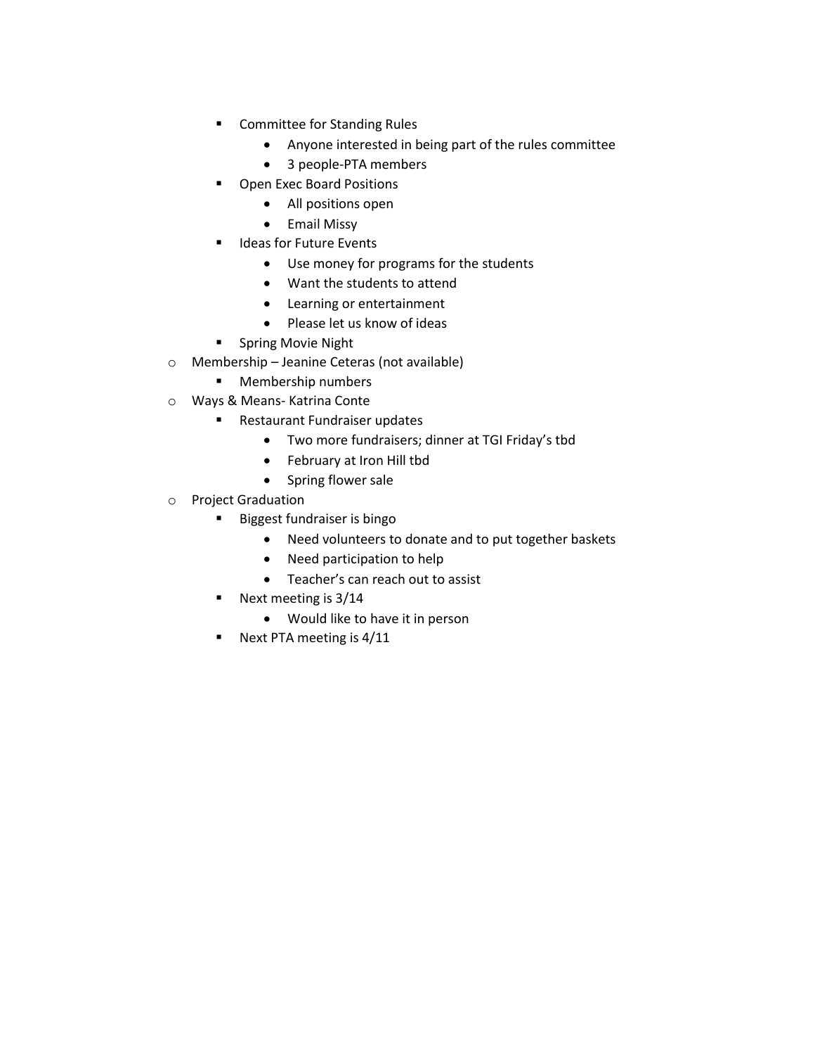- Committee for Standing Rules
  - Anyone interested in being part of the rules committee
  - 3 people-PTA members
- Open Exec Board Positions
  - All positions open
  - Email Missy
- Ideas for Future Events
  - Use money for programs for the students
  - Want the students to attend
  - Learning or entertainment
  - Please let us know of ideas
- Spring Movie Night

- Membership – Jeanine Ceteras (not available)
  - Membership numbers
- Ways & Means- Katrina Conte
  - Restaurant Fundraiser updates
    - Two more fundraisers; dinner at TGI Friday's tbd
    - February at Iron Hill tbd
    - Spring flower sale
- Project Graduation
  - Biggest fundraiser is bingo
    - Need volunteers to donate and to put together baskets
    - Need participation to help
    - Teacher's can reach out to assist
  - Next meeting is 3/14
    - Would like to have it in person
  - Next PTA meeting is 4/11